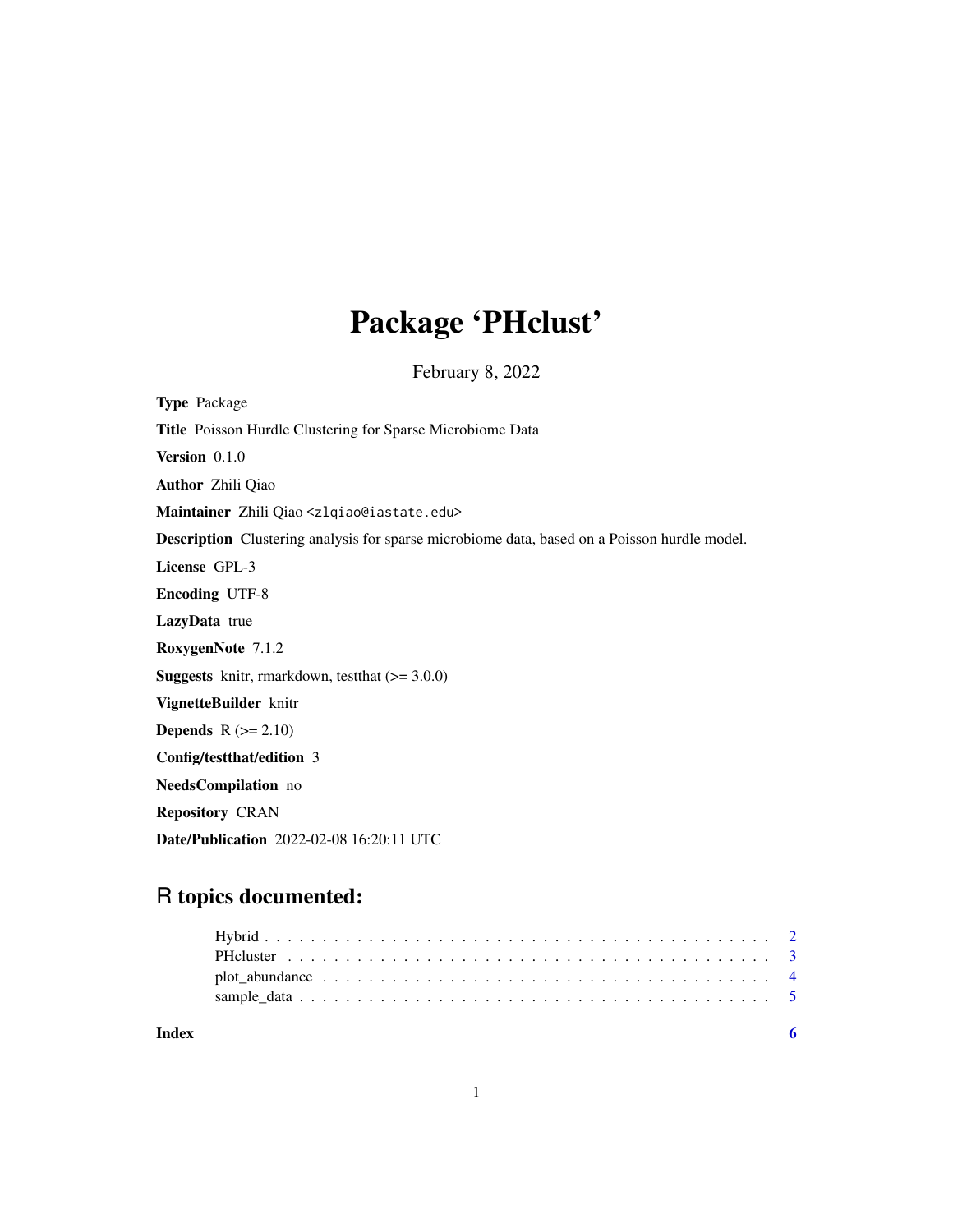# Package 'PHclust'

February 8, 2022

**Type** Package

**Title** Poisson Hurdle Clustering for Sparse Microbiome Data

**Version** 0.1.0

**Author** Zhili Qiao

**Maintainer** Zhili Qiao <zlqiao@iastate.edu>

**Description** Clustering analysis for sparse microbiome data, based on a Poisson hurdle model.

**License** GPL-3

**Encoding** UTF-8

**LazyData** true

**RoxygenNote** 7.1.2

**Suggests** knitr, rmarkdown, testthat (>= 3.0.0)

**VignetteBuilder** knitr

**Depends** R (>= 2.10)

**Config/testthat/edition** 3

**NeedsCompilation** no

**Repository** CRAN

**Date/Publication** 2022-02-08 16:20:11 UTC

## R topics documented:

- Hybrid . . . . . . . . . . . . . . . . . . . . . . . . . . . . . . . . . . . . . . . . . . 2
- PHcluster . . . . . . . . . . . . . . . . . . . . . . . . . . . . . . . . . . . . . . . . . 3
- plot_abundance . . . . . . . . . . . . . . . . . . . . . . . . . . . . . . . . . . . . . . 4
- sample_data . . . . . . . . . . . . . . . . . . . . . . . . . . . . . . . . . . . . . . . 5

**Index** **6**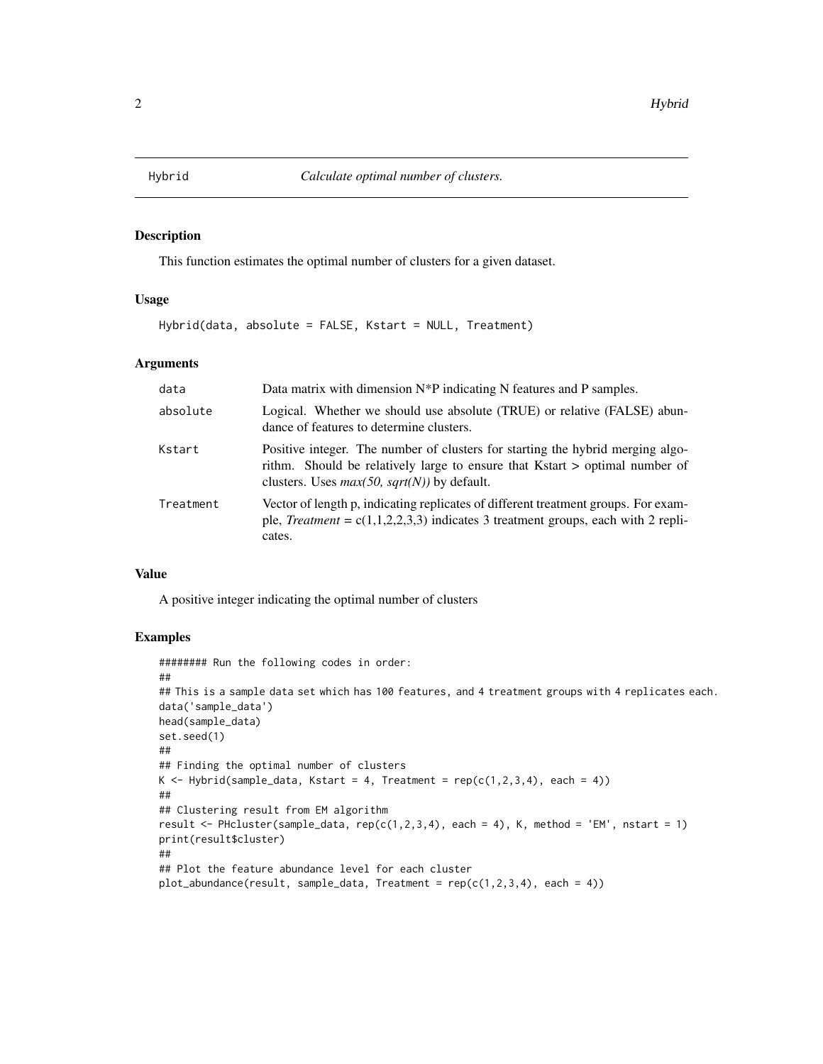# Hybrid — *Calculate optimal number of clusters.*

## Description

This function estimates the optimal number of clusters for a given dataset.

## Usage

```
Hybrid(data, absolute = FALSE, Kstart = NULL, Treatment)
```

## Arguments

| Argument | Description |
| --- | --- |
| data | Data matrix with dimension N*P indicating N features and P samples. |
| absolute | Logical. Whether we should use absolute (TRUE) or relative (FALSE) abundance of features to determine clusters. |
| Kstart | Positive integer. The number of clusters for starting the hybrid merging algorithm. Should be relatively large to ensure that Kstart > optimal number of clusters. Uses *max(50, sqrt(N))* by default. |
| Treatment | Vector of length p, indicating replicates of different treatment groups. For example, *Treatment* = c(1,1,2,2,3,3) indicates 3 treatment groups, each with 2 replicates. |

## Value

A positive integer indicating the optimal number of clusters

## Examples

```
######## Run the following codes in order:
##
## This is a sample data set which has 100 features, and 4 treatment groups with 4 replicates each.
data('sample_data')
head(sample_data)
set.seed(1)
##
## Finding the optimal number of clusters
K <- Hybrid(sample_data, Kstart = 4, Treatment = rep(c(1,2,3,4), each = 4))
##
## Clustering result from EM algorithm
result <- PHcluster(sample_data, rep(c(1,2,3,4), each = 4), K, method = 'EM', nstart = 1)
print(result$cluster)
##
## Plot the feature abundance level for each cluster
plot_abundance(result, sample_data, Treatment = rep(c(1,2,3,4), each = 4))
```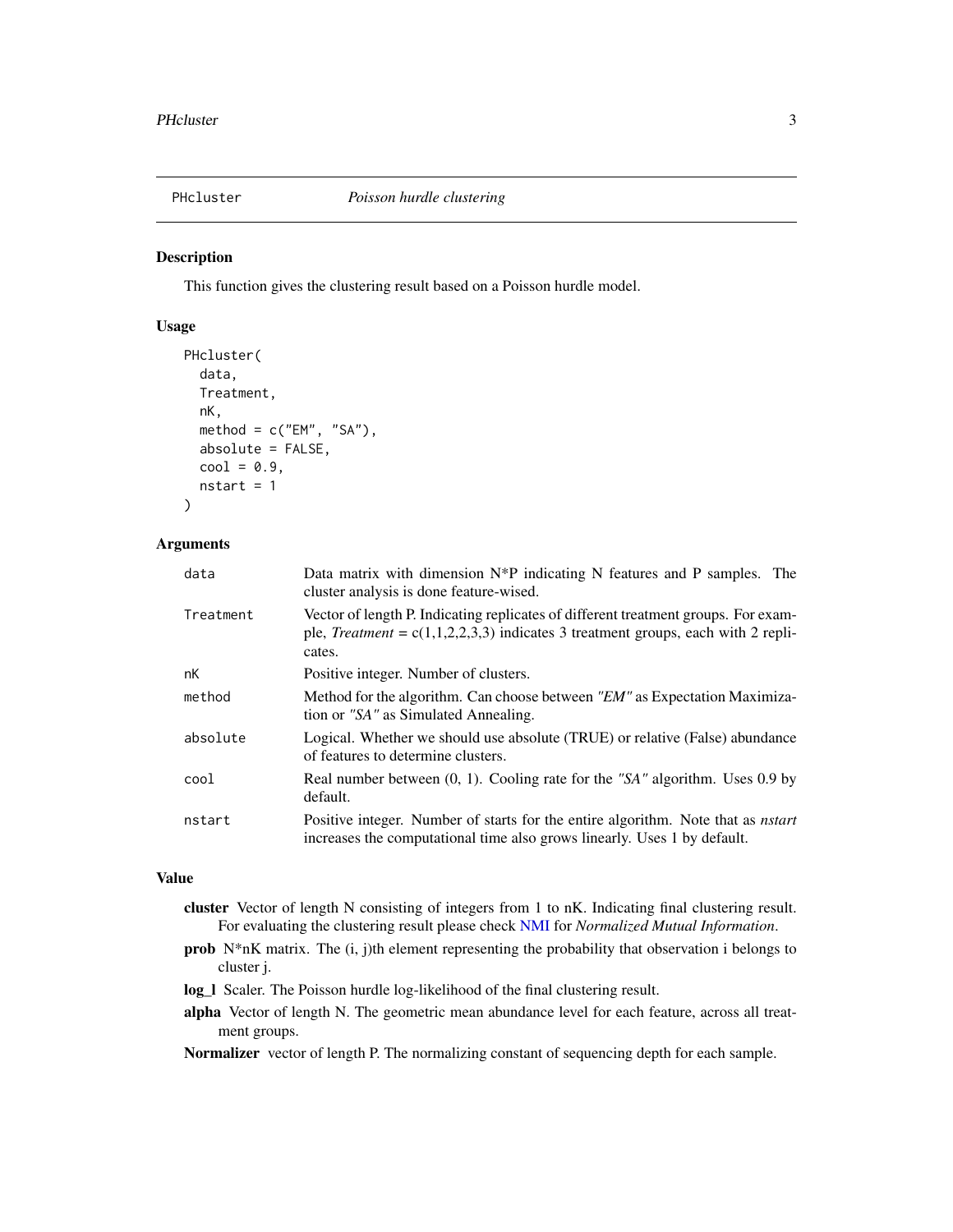# PHcluster — *Poisson hurdle clustering*

## Description

This function gives the clustering result based on a Poisson hurdle model.

## Usage

```
PHcluster(
  data,
  Treatment,
  nK,
  method = c("EM", "SA"),
  absolute = FALSE,
  cool = 0.9,
  nstart = 1
)
```

## Arguments

| | |
|---|---|
| `data` | Data matrix with dimension N*P indicating N features and P samples. The cluster analysis is done feature-wised. |
| `Treatment` | Vector of length P. Indicating replicates of different treatment groups. For example, *Treatment* = c(1,1,2,2,3,3) indicates 3 treatment groups, each with 2 replicates. |
| `nK` | Positive integer. Number of clusters. |
| `method` | Method for the algorithm. Can choose between *"EM"* as Expectation Maximization or *"SA"* as Simulated Annealing. |
| `absolute` | Logical. Whether we should use absolute (TRUE) or relative (False) abundance of features to determine clusters. |
| `cool` | Real number between (0, 1). Cooling rate for the *"SA"* algorithm. Uses 0.9 by default. |
| `nstart` | Positive integer. Number of starts for the entire algorithm. Note that as *nstart* increases the computational time also grows linearly. Uses 1 by default. |

## Value

- **cluster** Vector of length N consisting of integers from 1 to nK. Indicating final clustering result. For evaluating the clustering result please check NMI for *Normalized Mutual Information*.
- **prob** N*nK matrix. The (i, j)th element representing the probability that observation i belongs to cluster j.
- **log_l** Scaler. The Poisson hurdle log-likelihood of the final clustering result.
- **alpha** Vector of length N. The geometric mean abundance level for each feature, across all treatment groups.
- **Normalizer** vector of length P. The normalizing constant of sequencing depth for each sample.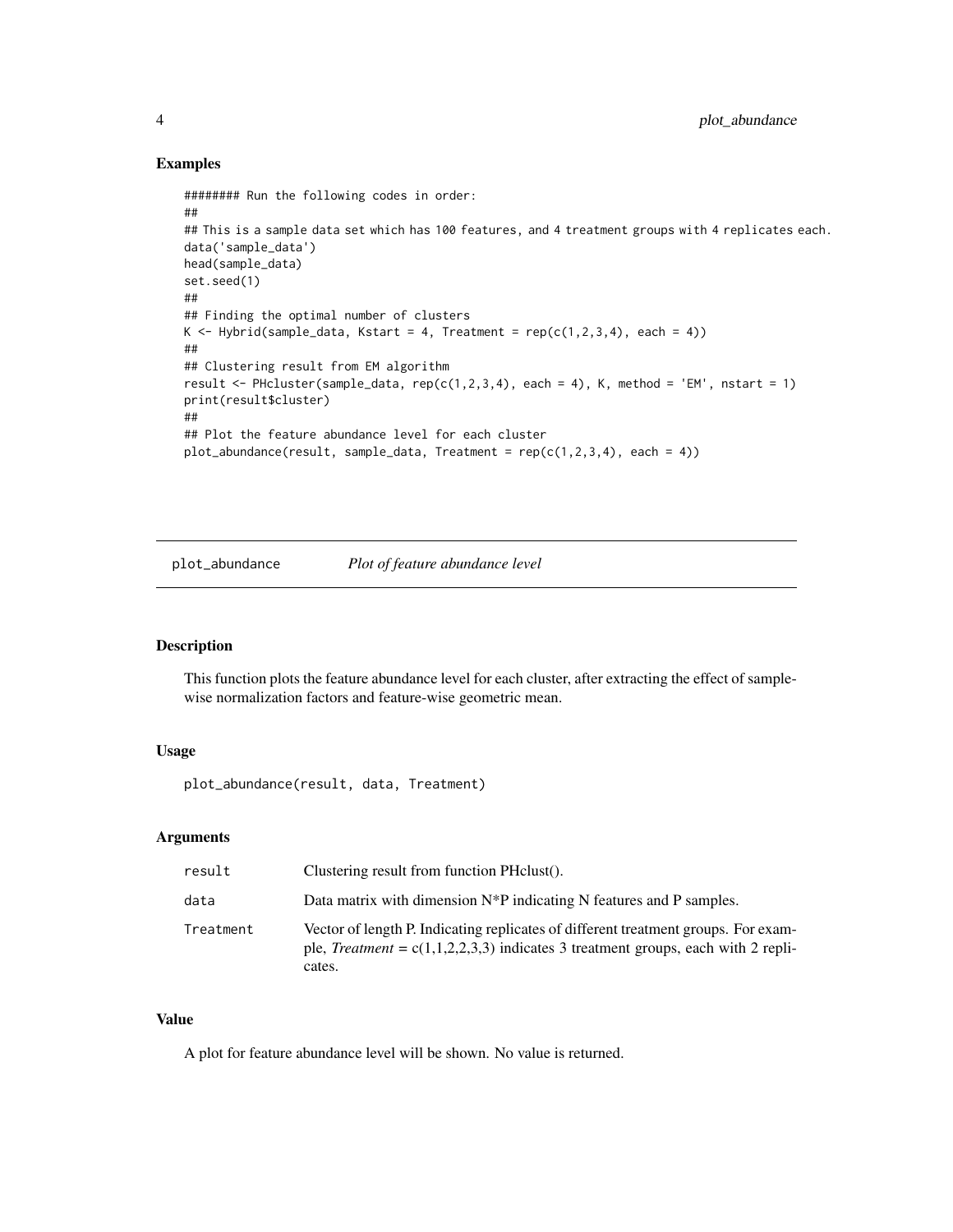### Examples

```
######## Run the following codes in order:
##
## This is a sample data set which has 100 features, and 4 treatment groups with 4 replicates each.
data('sample_data')
head(sample_data)
set.seed(1)
##
## Finding the optimal number of clusters
K <- Hybrid(sample_data, Kstart = 4, Treatment = rep(c(1,2,3,4), each = 4))
##
## Clustering result from EM algorithm
result <- PHcluster(sample_data, rep(c(1,2,3,4), each = 4), K, method = 'EM', nstart = 1)
print(result$cluster)
##
## Plot the feature abundance level for each cluster
plot_abundance(result, sample_data, Treatment = rep(c(1,2,3,4), each = 4))
```

---

## plot_abundance *Plot of feature abundance level*

---

### Description

This function plots the feature abundance level for each cluster, after extracting the effect of sample-wise normalization factors and feature-wise geometric mean.

### Usage

```
plot_abundance(result, data, Treatment)
```

### Arguments

| | |
|---|---|
| result | Clustering result from function PHclust(). |
| data | Data matrix with dimension N*P indicating N features and P samples. |
| Treatment | Vector of length P. Indicating replicates of different treatment groups. For example, *Treatment* = c(1,1,2,2,3,3) indicates 3 treatment groups, each with 2 replicates. |

### Value

A plot for feature abundance level will be shown. No value is returned.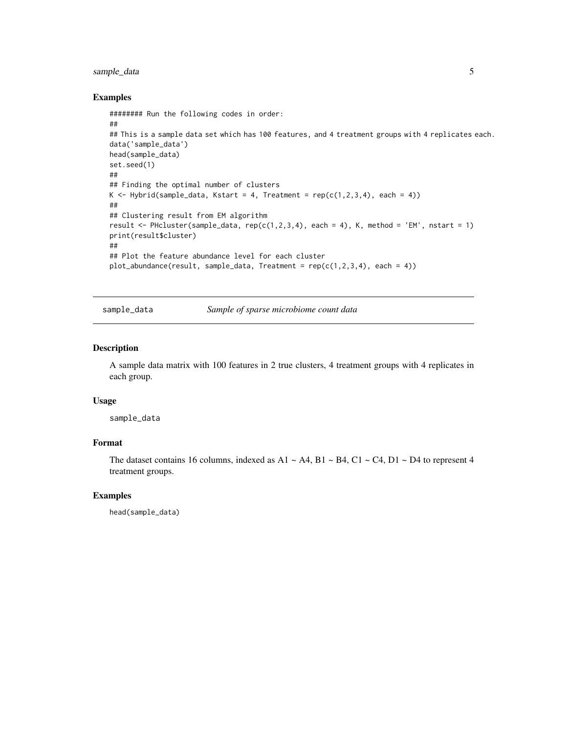## Examples

```
######## Run the following codes in order:
##
## This is a sample data set which has 100 features, and 4 treatment groups with 4 replicates each.
data('sample_data')
head(sample_data)
set.seed(1)
##
## Finding the optimal number of clusters
K <- Hybrid(sample_data, Kstart = 4, Treatment = rep(c(1,2,3,4), each = 4))
##
## Clustering result from EM algorithm
result <- PHcluster(sample_data, rep(c(1,2,3,4), each = 4), K, method = 'EM', nstart = 1)
print(result$cluster)
##
## Plot the feature abundance level for each cluster
plot_abundance(result, sample_data, Treatment = rep(c(1,2,3,4), each = 4))
```

---

# sample_data &nbsp;&nbsp;&nbsp;&nbsp; *Sample of sparse microbiome count data*

---

## Description

A sample data matrix with 100 features in 2 true clusters, 4 treatment groups with 4 replicates in each group.

## Usage

```
sample_data
```

## Format

The dataset contains 16 columns, indexed as A1 ~ A4, B1 ~ B4, C1 ~ C4, D1 ~ D4 to represent 4 treatment groups.

## Examples

```
head(sample_data)
```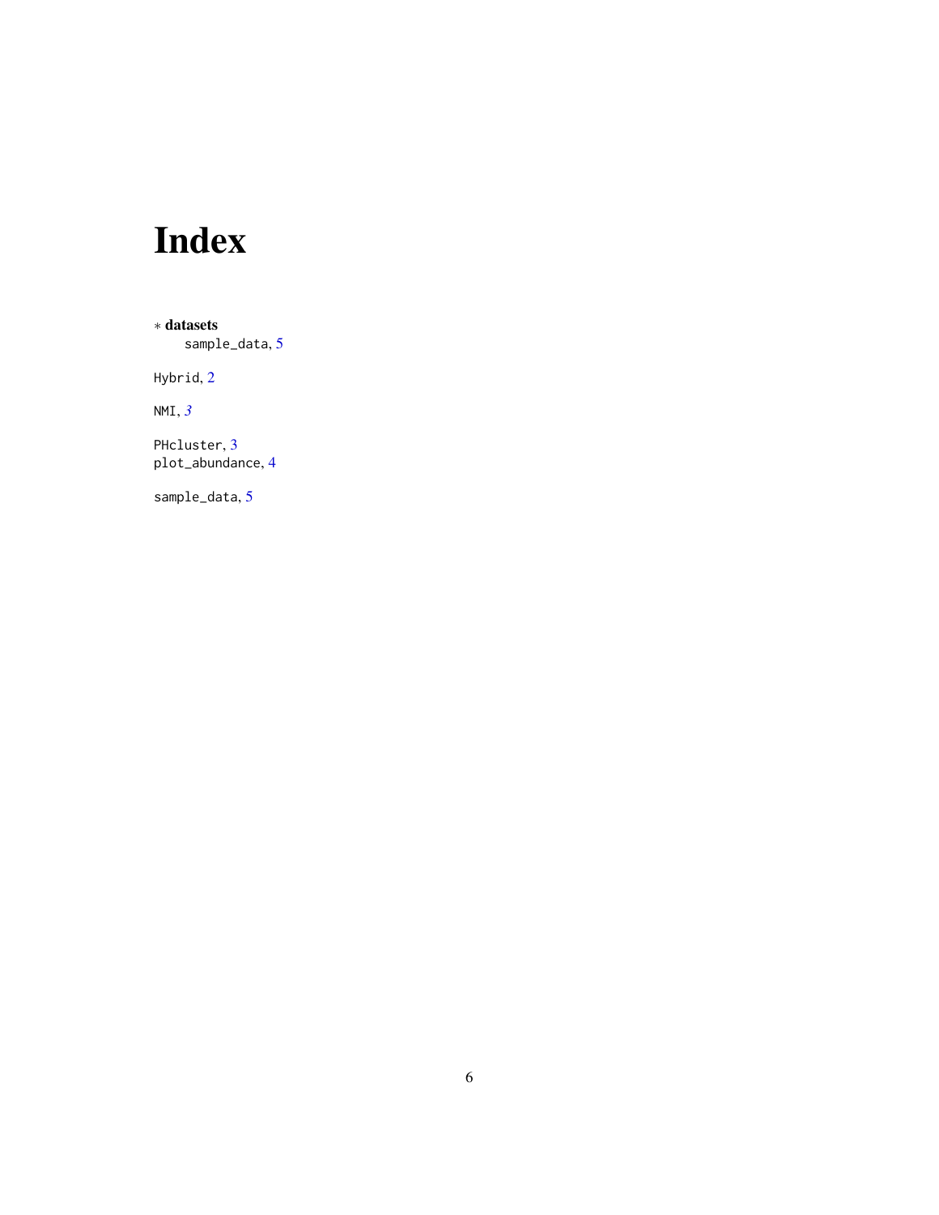# Index

∗ **datasets**
    sample_data, 5

Hybrid, 2

NMI, *3*

PHcluster, 3
plot_abundance, 4

sample_data, 5